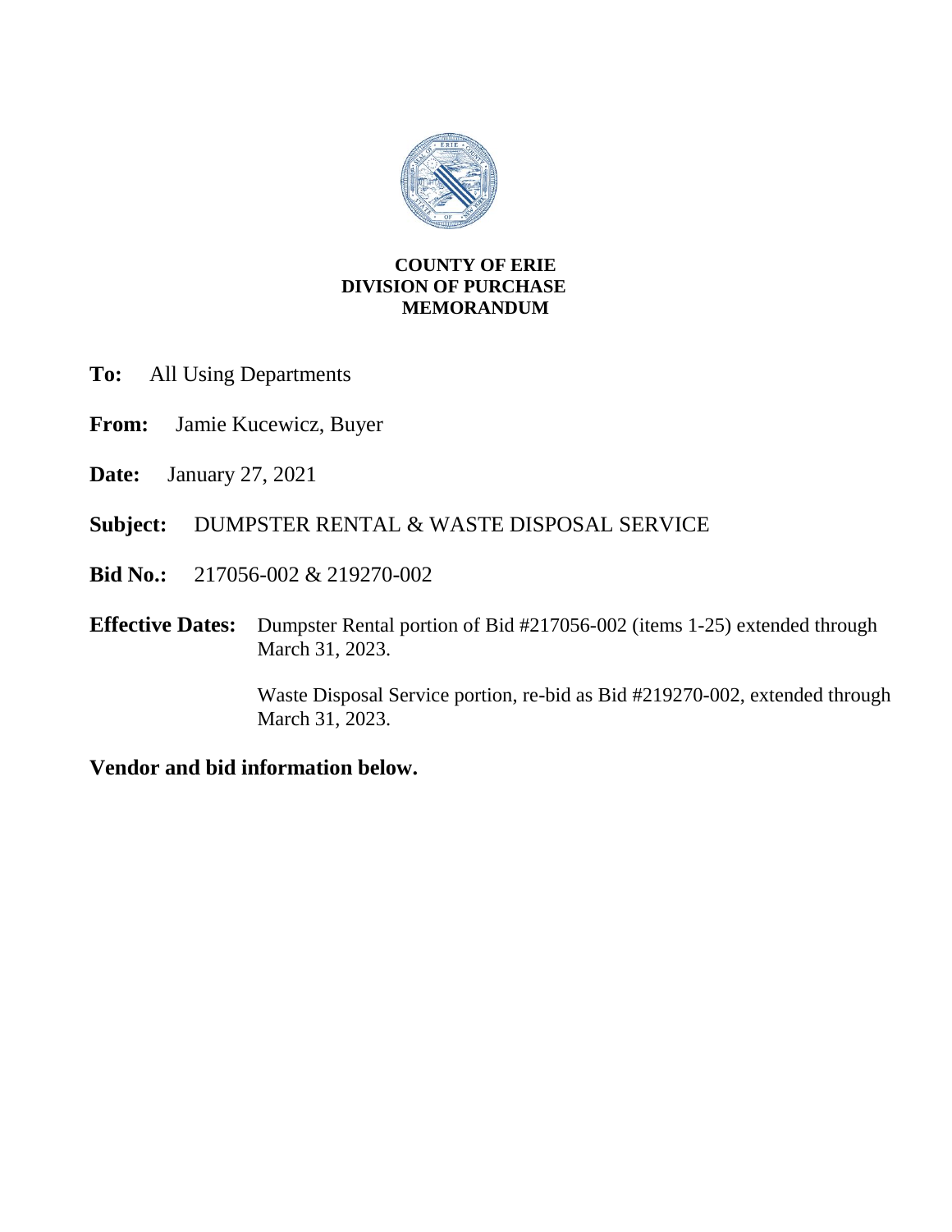**COUNTY OF ERIE**
**DIVISION OF PURCHASE**
**MEMORANDUM**

**To:** All Using Departments

**From:** Jamie Kucewicz, Buyer

**Date:** January 27, 2021

**Subject:** DUMPSTER RENTAL & WASTE DISPOSAL SERVICE

**Bid No.:** 217056-002 & 219270-002

**Effective Dates:** Dumpster Rental portion of Bid #217056-002 (items 1-25) extended through March 31, 2023.

Waste Disposal Service portion, re-bid as Bid #219270-002, extended through March 31, 2023.

**Vendor and bid information below.**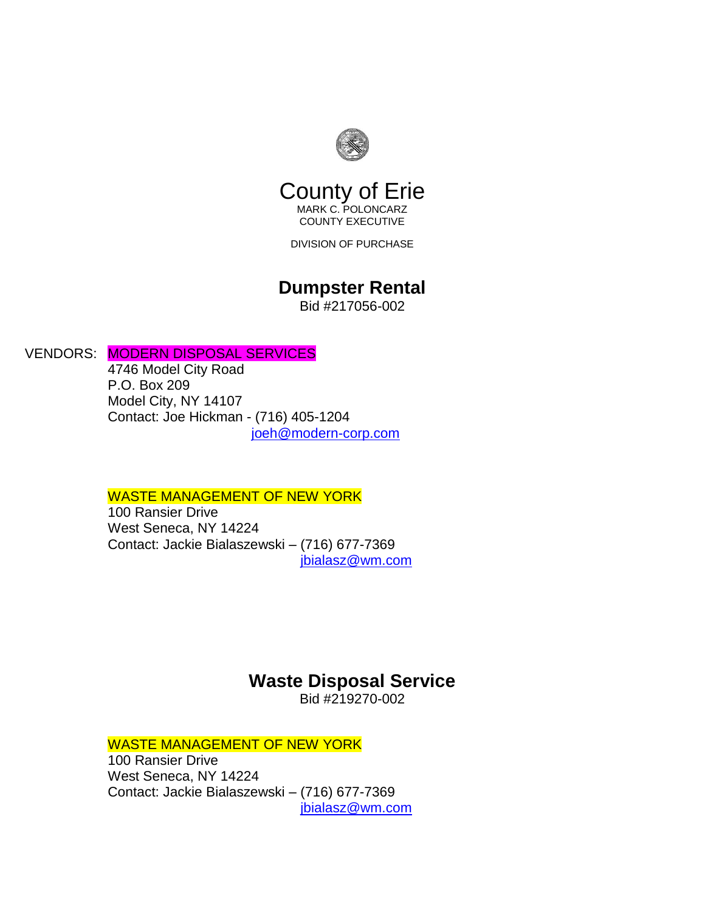# County of Erie

MARK C. POLONCARZ
COUNTY EXECUTIVE

DIVISION OF PURCHASE

## Dumpster Rental

Bid #217056-002

VENDORS: MODERN DISPOSAL SERVICES
4746 Model City Road
P.O. Box 209
Model City, NY 14107
Contact: Joe Hickman - (716) 405-1204
joeh@modern-corp.com

WASTE MANAGEMENT OF NEW YORK
100 Ransier Drive
West Seneca, NY 14224
Contact: Jackie Bialaszewski – (716) 677-7369
jbialasz@wm.com

## Waste Disposal Service

Bid #219270-002

WASTE MANAGEMENT OF NEW YORK
100 Ransier Drive
West Seneca, NY 14224
Contact: Jackie Bialaszewski – (716) 677-7369
jbialasz@wm.com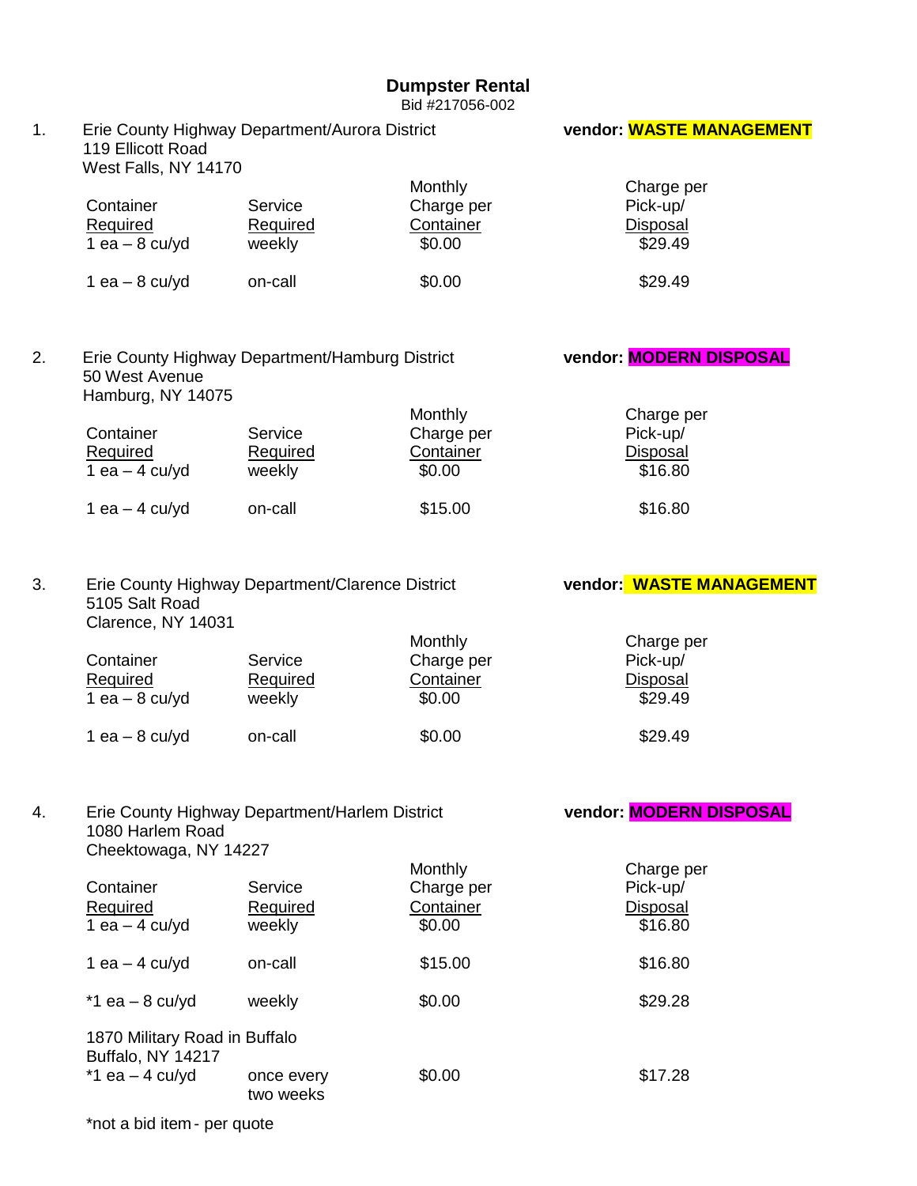# Dumpster Rental

Bid #217056-002

1. Erie County Highway Department/Aurora District
   119 Ellicott Road
   West Falls, NY 14170

   **vendor: WASTE MANAGEMENT**

| Container Required | Service Required | Monthly Charge per Container | Charge per Pick-up/ Disposal |
|---|---|---|---|
| 1 ea – 8 cu/yd | weekly | $0.00 | $29.49 |
| 1 ea – 8 cu/yd | on-call | $0.00 | $29.49 |

2. Erie County Highway Department/Hamburg District
   50 West Avenue
   Hamburg, NY 14075

   **vendor: MODERN DISPOSAL**

| Container Required | Service Required | Monthly Charge per Container | Charge per Pick-up/ Disposal |
|---|---|---|---|
| 1 ea – 4 cu/yd | weekly | $0.00 | $16.80 |
| 1 ea – 4 cu/yd | on-call | $15.00 | $16.80 |

3. Erie County Highway Department/Clarence District
   5105 Salt Road
   Clarence, NY 14031

   **vendor: WASTE MANAGEMENT**

| Container Required | Service Required | Monthly Charge per Container | Charge per Pick-up/ Disposal |
|---|---|---|---|
| 1 ea – 8 cu/yd | weekly | $0.00 | $29.49 |
| 1 ea – 8 cu/yd | on-call | $0.00 | $29.49 |

4. Erie County Highway Department/Harlem District
   1080 Harlem Road
   Cheektowaga, NY 14227

   **vendor: MODERN DISPOSAL**

| Container Required | Service Required | Monthly Charge per Container | Charge per Pick-up/ Disposal |
|---|---|---|---|
| 1 ea – 4 cu/yd | weekly | $0.00 | $16.80 |
| 1 ea – 4 cu/yd | on-call | $15.00 | $16.80 |
| *1 ea – 8 cu/yd | weekly | $0.00 | $29.28 |

1870 Military Road in Buffalo
Buffalo, NY 14217

| Container Required | Service Required | Monthly Charge per Container | Charge per Pick-up/ Disposal |
|---|---|---|---|
| *1 ea – 4 cu/yd | once every two weeks | $0.00 | $17.28 |

*not a bid item - per quote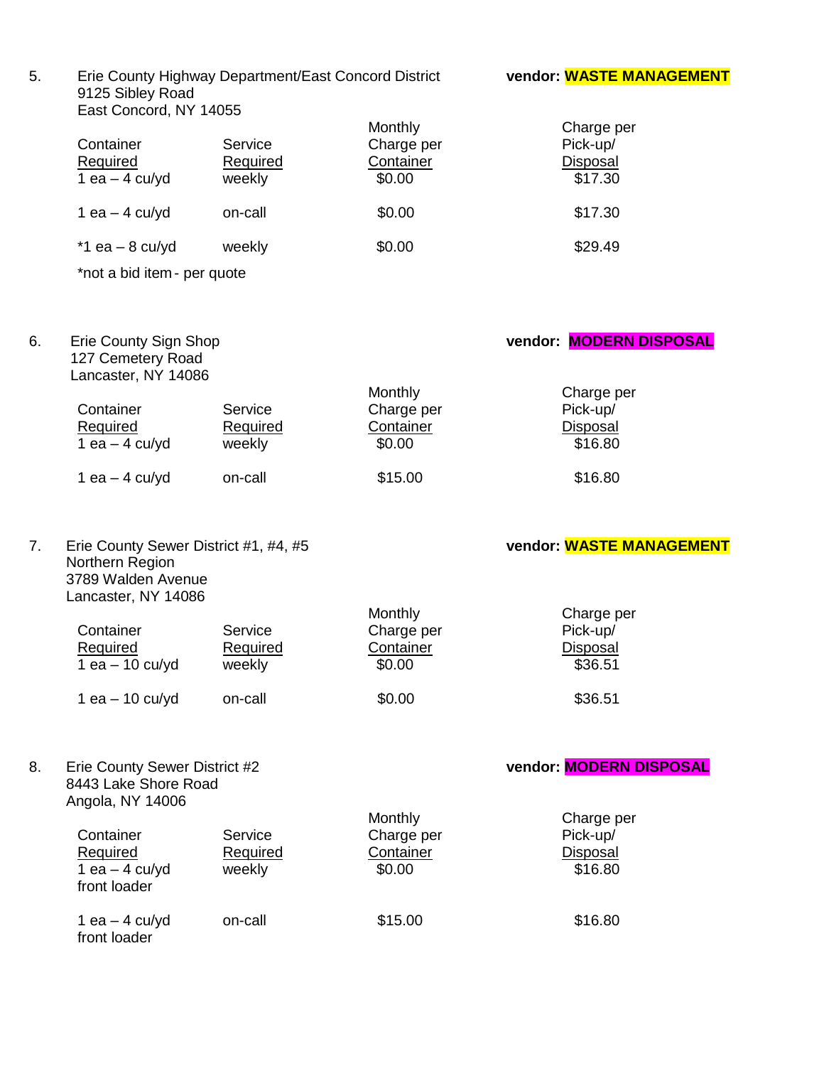5. Erie County Highway Department/East Concord District
9125 Sibley Road
East Concord, NY 14055

**vendor: WASTE MANAGEMENT**

| Container Required | Service Required | Monthly Charge per Container | Charge per Pick-up/ Disposal |
|---|---|---|---|
| 1 ea – 4 cu/yd | weekly | $0.00 | $17.30 |
| 1 ea – 4 cu/yd | on-call | $0.00 | $17.30 |
| *1 ea – 8 cu/yd | weekly | $0.00 | $29.49 |

*not a bid item - per quote

6. Erie County Sign Shop
127 Cemetery Road
Lancaster, NY 14086

**vendor: MODERN DISPOSAL**

| Container Required | Service Required | Monthly Charge per Container | Charge per Pick-up/ Disposal |
|---|---|---|---|
| 1 ea – 4 cu/yd | weekly | $0.00 | $16.80 |
| 1 ea – 4 cu/yd | on-call | $15.00 | $16.80 |

7. Erie County Sewer District #1, #4, #5
Northern Region
3789 Walden Avenue
Lancaster, NY 14086

**vendor: WASTE MANAGEMENT**

| Container Required | Service Required | Monthly Charge per Container | Charge per Pick-up/ Disposal |
|---|---|---|---|
| 1 ea – 10 cu/yd | weekly | $0.00 | $36.51 |
| 1 ea – 10 cu/yd | on-call | $0.00 | $36.51 |

8. Erie County Sewer District #2
8443 Lake Shore Road
Angola, NY 14006

**vendor: MODERN DISPOSAL**

| Container Required | Service Required | Monthly Charge per Container | Charge per Pick-up/ Disposal |
|---|---|---|---|
| 1 ea – 4 cu/yd front loader | weekly | $0.00 | $16.80 |
| 1 ea – 4 cu/yd front loader | on-call | $15.00 | $16.80 |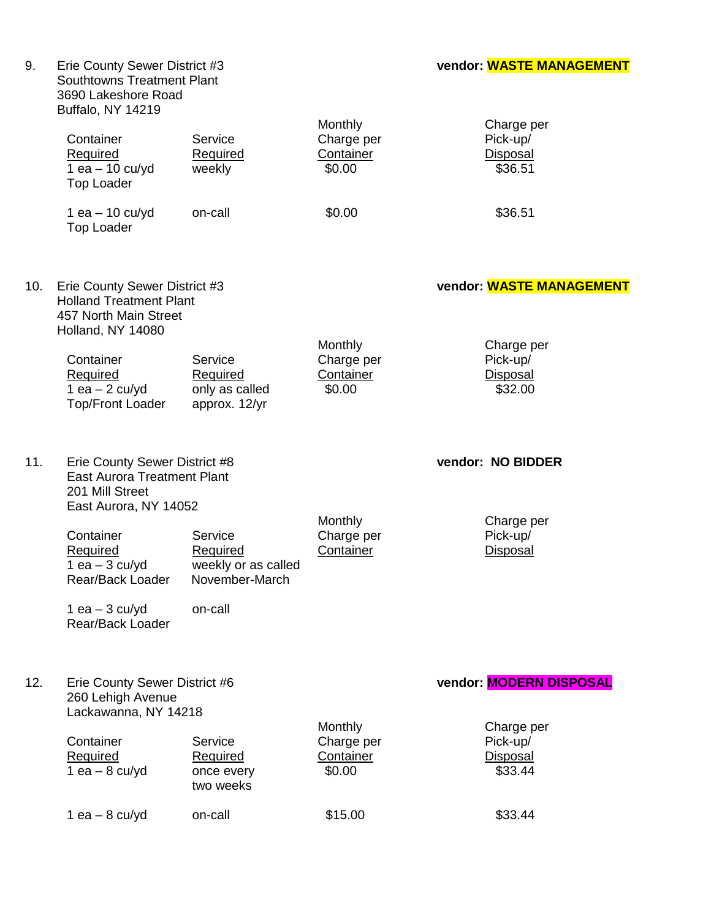9. Erie County Sewer District #3
Southtowns Treatment Plant
3690 Lakeshore Road
Buffalo, NY 14219

**vendor: WASTE MANAGEMENT**

| Container Required | Service Required | Monthly Charge per Container | Charge per Pick-up/ Disposal |
|---|---|---|---|
| 1 ea – 10 cu/yd Top Loader | weekly | $0.00 | $36.51 |
| 1 ea – 10 cu/yd Top Loader | on-call | $0.00 | $36.51 |

10. Erie County Sewer District #3
Holland Treatment Plant
457 North Main Street
Holland, NY 14080

**vendor: WASTE MANAGEMENT**

| Container Required | Service Required | Monthly Charge per Container | Charge per Pick-up/ Disposal |
|---|---|---|---|
| 1 ea – 2 cu/yd Top/Front Loader | only as called approx. 12/yr | $0.00 | $32.00 |

11. Erie County Sewer District #8
East Aurora Treatment Plant
201 Mill Street
East Aurora, NY 14052

**vendor: NO BIDDER**

| Container Required | Service Required | Monthly Charge per Container | Charge per Pick-up/ Disposal |
|---|---|---|---|
| 1 ea – 3 cu/yd Rear/Back Loader | weekly or as called November-March | | |
| 1 ea – 3 cu/yd Rear/Back Loader | on-call | | |

12. Erie County Sewer District #6
260 Lehigh Avenue
Lackawanna, NY 14218

**vendor: MODERN DISPOSAL**

| Container Required | Service Required | Monthly Charge per Container | Charge per Pick-up/ Disposal |
|---|---|---|---|
| 1 ea – 8 cu/yd | once every two weeks | $0.00 | $33.44 |
| 1 ea – 8 cu/yd | on-call | $15.00 | $33.44 |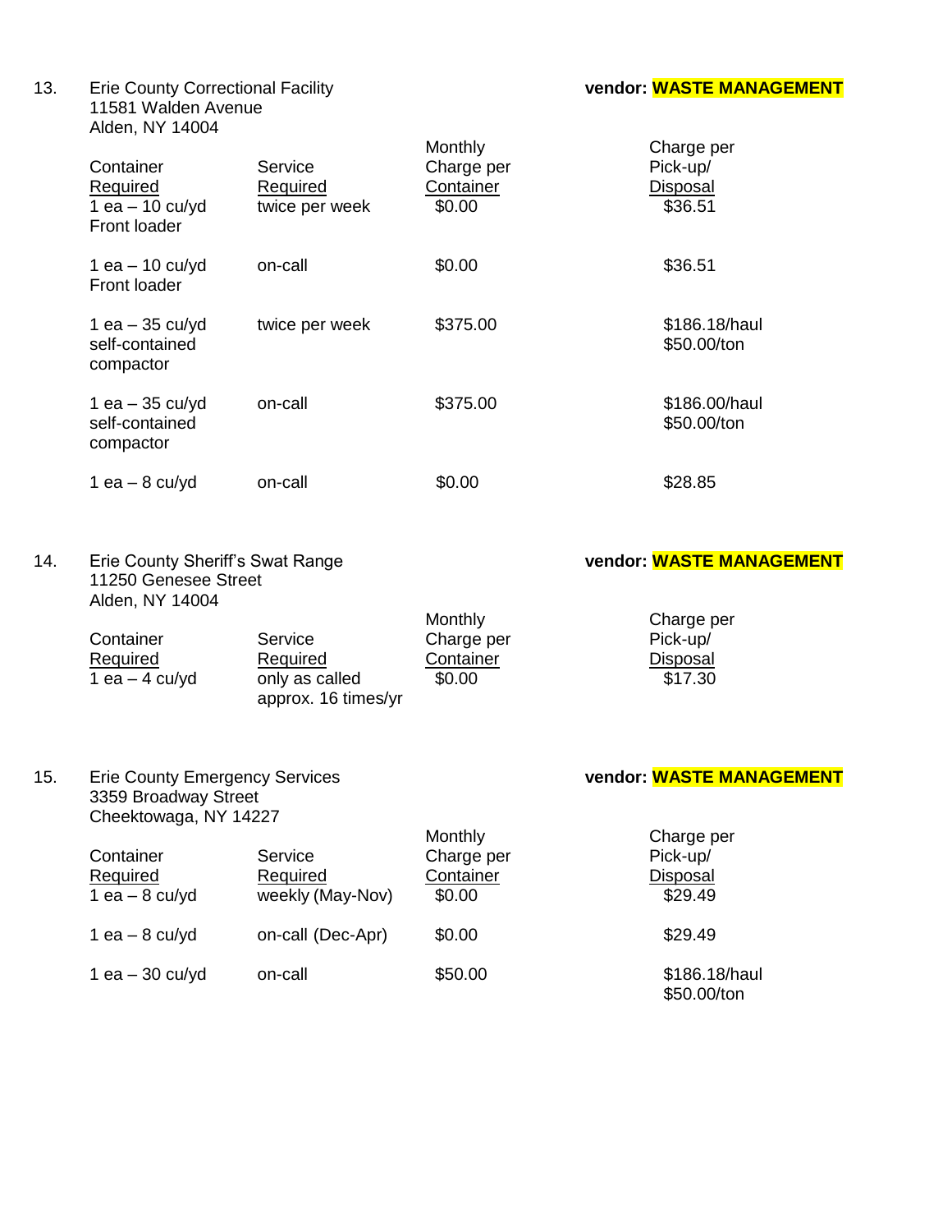13. Erie County Correctional Facility
11581 Walden Avenue
Alden, NY 14004

**vendor: WASTE MANAGEMENT**

| Container Required | Service Required | Monthly Charge per Container | Charge per Pick-up/ Disposal |
|---|---|---|---|
| 1 ea – 10 cu/yd Front loader | twice per week | $0.00 | $36.51 |
| 1 ea – 10 cu/yd Front loader | on-call | $0.00 | $36.51 |
| 1 ea – 35 cu/yd self-contained compactor | twice per week | $375.00 | $186.18/haul $50.00/ton |
| 1 ea – 35 cu/yd self-contained compactor | on-call | $375.00 | $186.00/haul $50.00/ton |
| 1 ea – 8 cu/yd | on-call | $0.00 | $28.85 |

14. Erie County Sheriff's Swat Range
11250 Genesee Street
Alden, NY 14004

**vendor: WASTE MANAGEMENT**

| Container Required | Service Required | Monthly Charge per Container | Charge per Pick-up/ Disposal |
|---|---|---|---|
| 1 ea – 4 cu/yd | only as called approx. 16 times/yr | $0.00 | $17.30 |

15. Erie County Emergency Services
3359 Broadway Street
Cheektowaga, NY 14227

**vendor: WASTE MANAGEMENT**

| Container Required | Service Required | Monthly Charge per Container | Charge per Pick-up/ Disposal |
|---|---|---|---|
| 1 ea – 8 cu/yd | weekly (May-Nov) | $0.00 | $29.49 |
| 1 ea – 8 cu/yd | on-call (Dec-Apr) | $0.00 | $29.49 |
| 1 ea – 30 cu/yd | on-call | $50.00 | $186.18/haul $50.00/ton |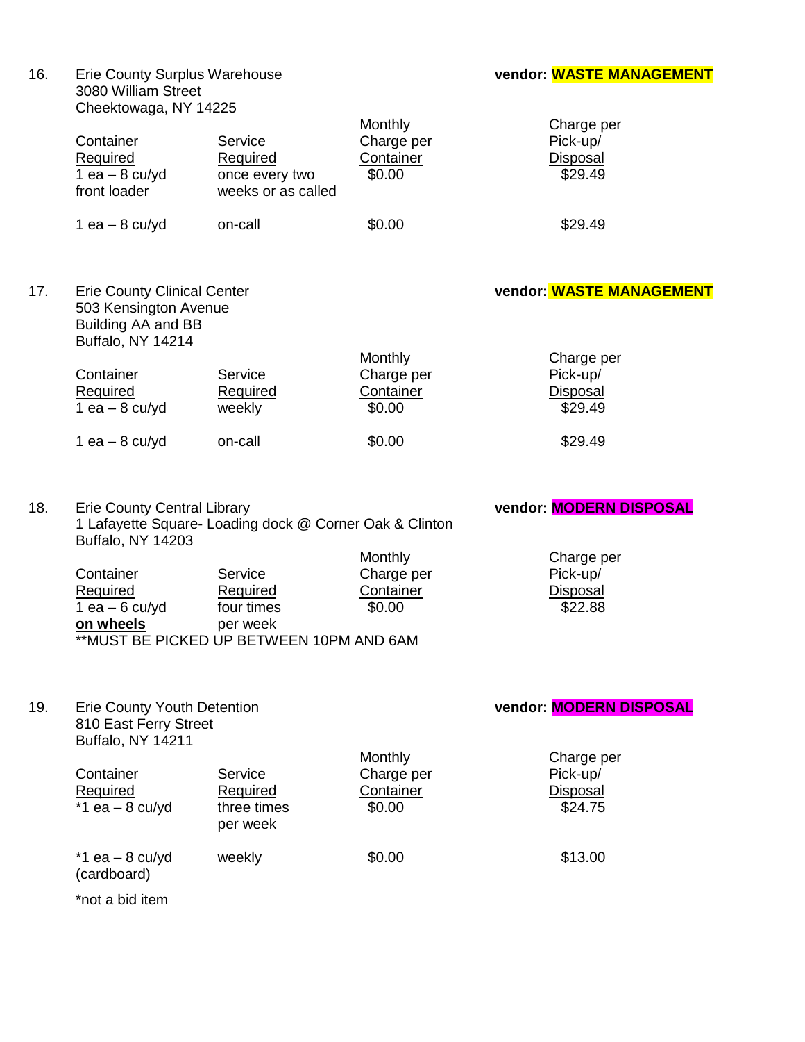16. Erie County Surplus Warehouse
3080 William Street
Cheektowaga, NY 14225

**vendor: WASTE MANAGEMENT**

| Container Required | Service Required | Monthly Charge per Container | Charge per Pick-up/ Disposal |
|---|---|---|---|
| 1 ea – 8 cu/yd front loader | once every two weeks or as called | $0.00 | $29.49 |
| 1 ea – 8 cu/yd | on-call | $0.00 | $29.49 |

17. Erie County Clinical Center
503 Kensington Avenue
Building AA and BB
Buffalo, NY 14214

**vendor: WASTE MANAGEMENT**

| Container Required | Service Required | Monthly Charge per Container | Charge per Pick-up/ Disposal |
|---|---|---|---|
| 1 ea – 8 cu/yd | weekly | $0.00 | $29.49 |
| 1 ea – 8 cu/yd | on-call | $0.00 | $29.49 |

18. Erie County Central Library
1 Lafayette Square- Loading dock @ Corner Oak & Clinton
Buffalo, NY 14203

**vendor: MODERN DISPOSAL**

| Container Required | Service Required | Monthly Charge per Container | Charge per Pick-up/ Disposal |
|---|---|---|---|
| 1 ea – 6 cu/yd **on wheels** | four times per week | $0.00 | $22.88 |

**MUST BE PICKED UP BETWEEN 10PM AND 6AM

19. Erie County Youth Detention
810 East Ferry Street
Buffalo, NY 14211

**vendor: MODERN DISPOSAL**

| Container Required | Service Required | Monthly Charge per Container | Charge per Pick-up/ Disposal |
|---|---|---|---|
| *1 ea – 8 cu/yd | three times per week | $0.00 | $24.75 |
| *1 ea – 8 cu/yd (cardboard) | weekly | $0.00 | $13.00 |

*not a bid item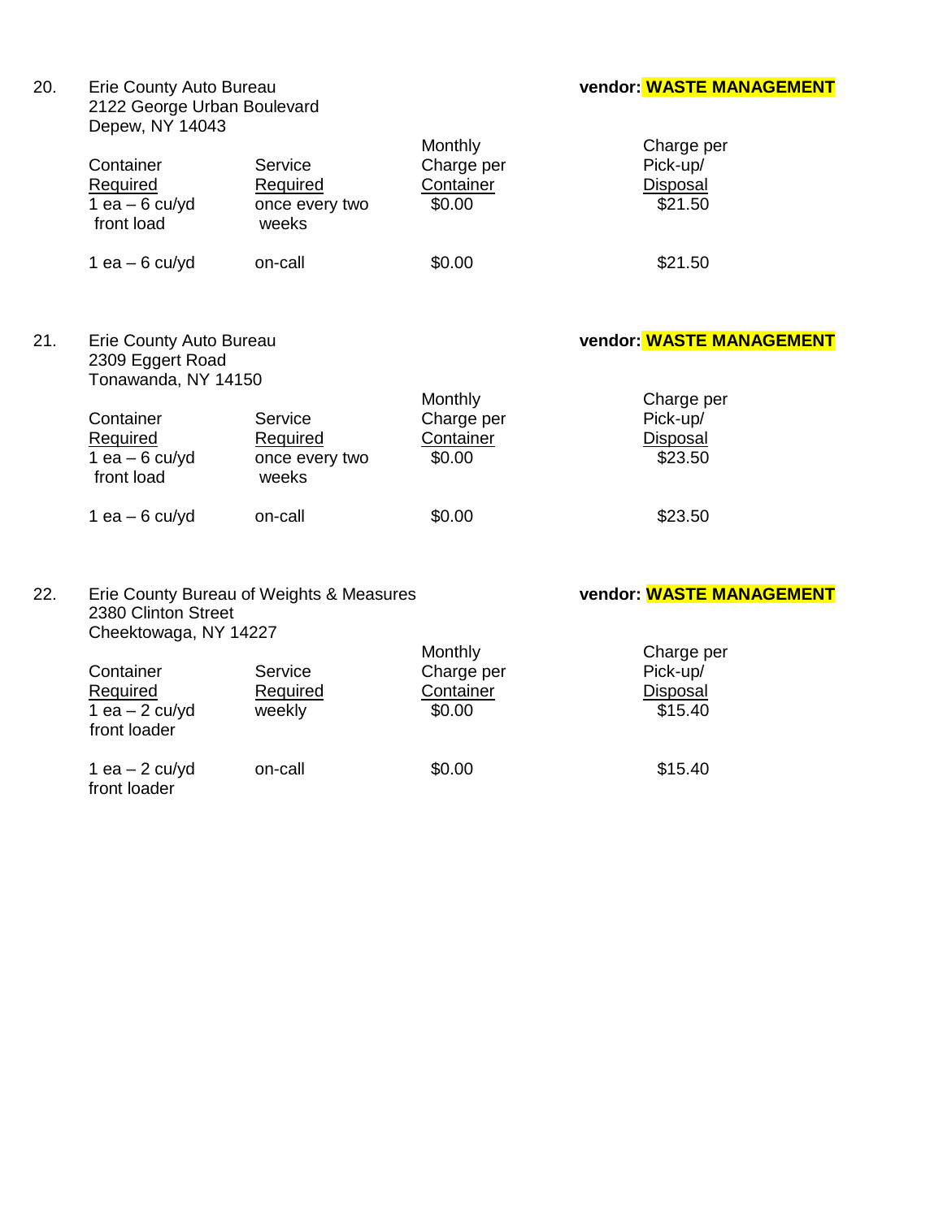20\. Erie County Auto Bureau  
2122 George Urban Boulevard  
Depew, NY 14043

**vendor: WASTE MANAGEMENT**

| Container Required | Service Required | Monthly Charge per Container | Charge per Pick-up/ Disposal |
|---|---|---|---|
| 1 ea – 6 cu/yd front load | once every two weeks | $0.00 | $21.50 |
| 1 ea – 6 cu/yd | on-call | $0.00 | $21.50 |

21\. Erie County Auto Bureau  
2309 Eggert Road  
Tonawanda, NY 14150

**vendor: WASTE MANAGEMENT**

| Container Required | Service Required | Monthly Charge per Container | Charge per Pick-up/ Disposal |
|---|---|---|---|
| 1 ea – 6 cu/yd front load | once every two weeks | $0.00 | $23.50 |
| 1 ea – 6 cu/yd | on-call | $0.00 | $23.50 |

22\. Erie County Bureau of Weights & Measures  
2380 Clinton Street  
Cheektowaga, NY 14227

**vendor: WASTE MANAGEMENT**

| Container Required | Service Required | Monthly Charge per Container | Charge per Pick-up/ Disposal |
|---|---|---|---|
| 1 ea – 2 cu/yd front loader | weekly | $0.00 | $15.40 |
| 1 ea – 2 cu/yd front loader | on-call | $0.00 | $15.40 |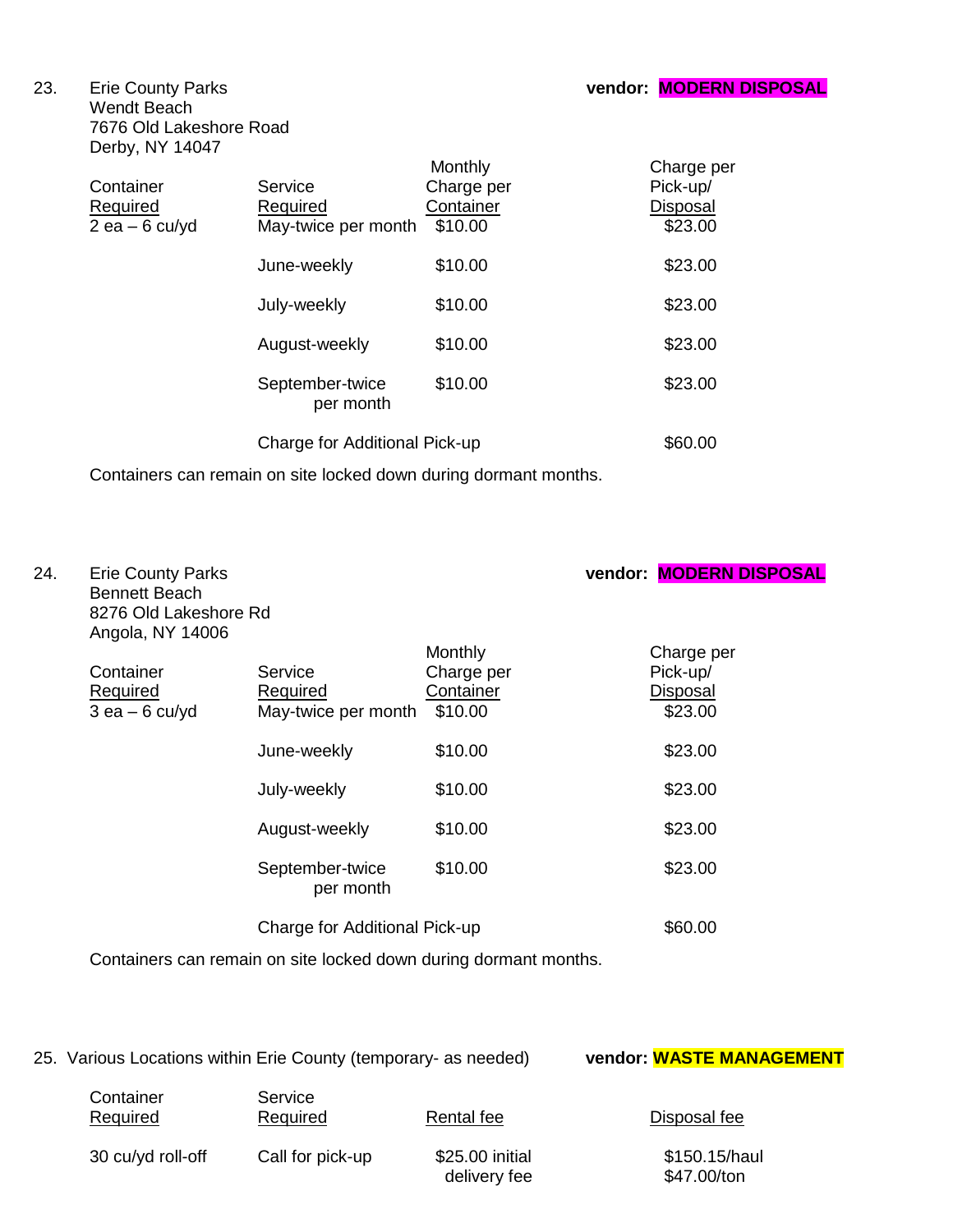23. Erie County Parks
Wendt Beach
7676 Old Lakeshore Road
Derby, NY 14047

**vendor: MODERN DISPOSAL**

| Container Required | Service Required | Monthly Charge per Container | Charge per Pick-up/ Disposal |
|---|---|---|---|
| 2 ea – 6 cu/yd | May-twice per month | $10.00 | $23.00 |
| | June-weekly | $10.00 | $23.00 |
| | July-weekly | $10.00 | $23.00 |
| | August-weekly | $10.00 | $23.00 |
| | September-twice per month | $10.00 | $23.00 |
| | Charge for Additional Pick-up | | $60.00 |

Containers can remain on site locked down during dormant months.

24. Erie County Parks
Bennett Beach
8276 Old Lakeshore Rd
Angola, NY 14006

**vendor: MODERN DISPOSAL**

| Container Required | Service Required | Monthly Charge per Container | Charge per Pick-up/ Disposal |
|---|---|---|---|
| 3 ea – 6 cu/yd | May-twice per month | $10.00 | $23.00 |
| | June-weekly | $10.00 | $23.00 |
| | July-weekly | $10.00 | $23.00 |
| | August-weekly | $10.00 | $23.00 |
| | September-twice per month | $10.00 | $23.00 |
| | Charge for Additional Pick-up | | $60.00 |

Containers can remain on site locked down during dormant months.

25. Various Locations within Erie County (temporary- as needed)

**vendor: WASTE MANAGEMENT**

| Container Required | Service Required | Rental fee | Disposal fee |
|---|---|---|---|
| 30 cu/yd roll-off | Call for pick-up | $25.00 initial delivery fee | $150.15/haul<br>$47.00/ton |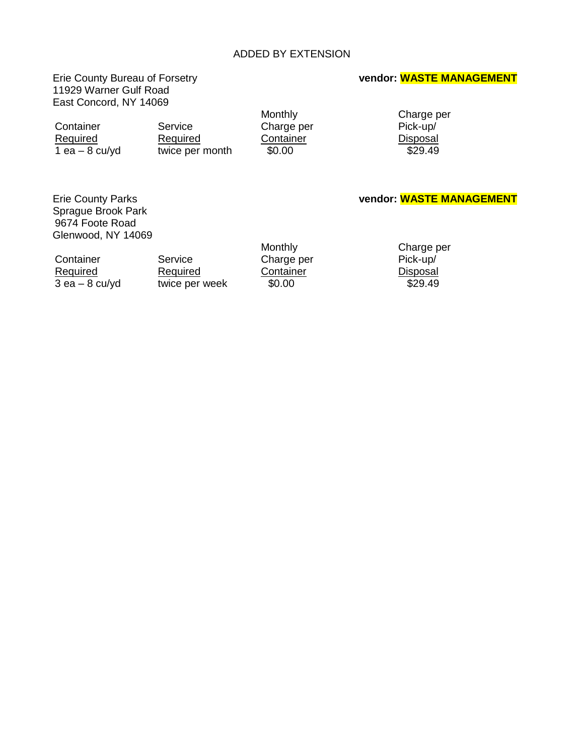ADDED BY EXTENSION

Erie County Bureau of Forsetry
11929 Warner Gulf Road
East Concord, NY 14069

**vendor: WASTE MANAGEMENT**

| Container Required | Service Required | Monthly Charge per Container | Charge per Pick-up/ Disposal |
|---|---|---|---|
| 1 ea – 8 cu/yd | twice per month | $0.00 | $29.49 |

Erie County Parks
Sprague Brook Park
9674 Foote Road
Glenwood, NY 14069

**vendor: WASTE MANAGEMENT**

| Container Required | Service Required | Monthly Charge per Container | Charge per Pick-up/ Disposal |
|---|---|---|---|
| 3 ea – 8 cu/yd | twice per week | $0.00 | $29.49 |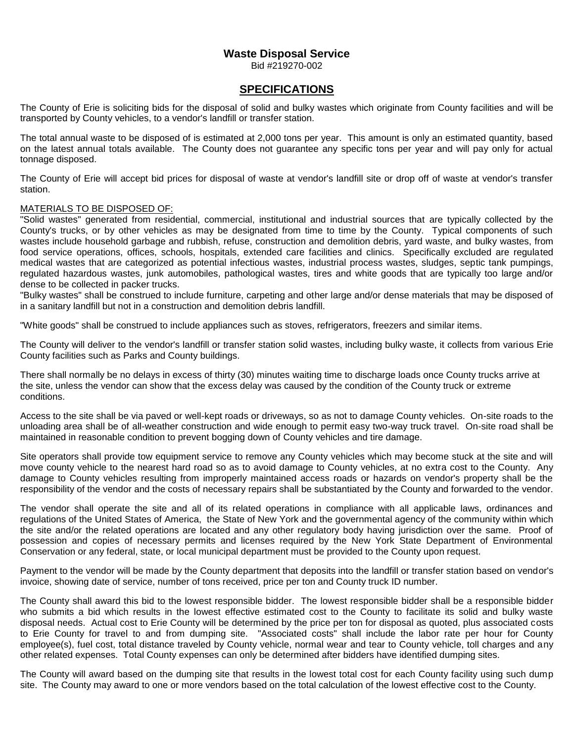# Waste Disposal Service

Bid #219270-002

## SPECIFICATIONS

The County of Erie is soliciting bids for the disposal of solid and bulky wastes which originate from County facilities and will be transported by County vehicles, to a vendor's landfill or transfer station.

The total annual waste to be disposed of is estimated at 2,000 tons per year. This amount is only an estimated quantity, based on the latest annual totals available. The County does not guarantee any specific tons per year and will pay only for actual tonnage disposed.

The County of Erie will accept bid prices for disposal of waste at vendor's landfill site or drop off of waste at vendor's transfer station.

MATERIALS TO BE DISPOSED OF:

"Solid wastes" generated from residential, commercial, institutional and industrial sources that are typically collected by the County's trucks, or by other vehicles as may be designated from time to time by the County. Typical components of such wastes include household garbage and rubbish, refuse, construction and demolition debris, yard waste, and bulky wastes, from food service operations, offices, schools, hospitals, extended care facilities and clinics. Specifically excluded are regulated medical wastes that are categorized as potential infectious wastes, industrial process wastes, sludges, septic tank pumpings, regulated hazardous wastes, junk automobiles, pathological wastes, tires and white goods that are typically too large and/or dense to be collected in packer trucks.

"Bulky wastes" shall be construed to include furniture, carpeting and other large and/or dense materials that may be disposed of in a sanitary landfill but not in a construction and demolition debris landfill.

"White goods" shall be construed to include appliances such as stoves, refrigerators, freezers and similar items.

The County will deliver to the vendor's landfill or transfer station solid wastes, including bulky waste, it collects from various Erie County facilities such as Parks and County buildings.

There shall normally be no delays in excess of thirty (30) minutes waiting time to discharge loads once County trucks arrive at the site, unless the vendor can show that the excess delay was caused by the condition of the County truck or extreme conditions.

Access to the site shall be via paved or well-kept roads or driveways, so as not to damage County vehicles. On-site roads to the unloading area shall be of all-weather construction and wide enough to permit easy two-way truck travel. On-site road shall be maintained in reasonable condition to prevent bogging down of County vehicles and tire damage.

Site operators shall provide tow equipment service to remove any County vehicles which may become stuck at the site and will move county vehicle to the nearest hard road so as to avoid damage to County vehicles, at no extra cost to the County. Any damage to County vehicles resulting from improperly maintained access roads or hazards on vendor's property shall be the responsibility of the vendor and the costs of necessary repairs shall be substantiated by the County and forwarded to the vendor.

The vendor shall operate the site and all of its related operations in compliance with all applicable laws, ordinances and regulations of the United States of America, the State of New York and the governmental agency of the community within which the site and/or the related operations are located and any other regulatory body having jurisdiction over the same. Proof of possession and copies of necessary permits and licenses required by the New York State Department of Environmental Conservation or any federal, state, or local municipal department must be provided to the County upon request.

Payment to the vendor will be made by the County department that deposits into the landfill or transfer station based on vendor's invoice, showing date of service, number of tons received, price per ton and County truck ID number.

The County shall award this bid to the lowest responsible bidder. The lowest responsible bidder shall be a responsible bidder who submits a bid which results in the lowest effective estimated cost to the County to facilitate its solid and bulky waste disposal needs. Actual cost to Erie County will be determined by the price per ton for disposal as quoted, plus associated costs to Erie County for travel to and from dumping site. "Associated costs" shall include the labor rate per hour for County employee(s), fuel cost, total distance traveled by County vehicle, normal wear and tear to County vehicle, toll charges and any other related expenses. Total County expenses can only be determined after bidders have identified dumping sites.

The County will award based on the dumping site that results in the lowest total cost for each County facility using such dump site. The County may award to one or more vendors based on the total calculation of the lowest effective cost to the County.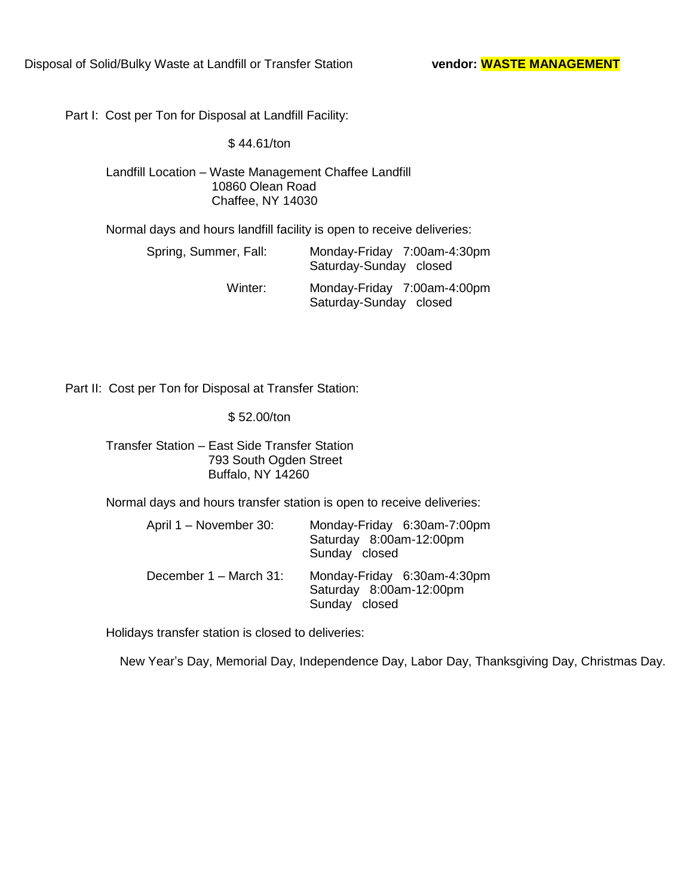Disposal of Solid/Bulky Waste at Landfill or Transfer Station **vendor: WASTE MANAGEMENT**

Part I: Cost per Ton for Disposal at Landfill Facility:

$ 44.61/ton

Landfill Location – Waste Management Chaffee Landfill
10860 Olean Road
Chaffee, NY 14030

Normal days and hours landfill facility is open to receive deliveries:

| | |
|---|---|
| Spring, Summer, Fall: | Monday-Friday 7:00am-4:30pm<br>Saturday-Sunday closed |
| Winter: | Monday-Friday 7:00am-4:00pm<br>Saturday-Sunday closed |

Part II: Cost per Ton for Disposal at Transfer Station:

$ 52.00/ton

Transfer Station – East Side Transfer Station
793 South Ogden Street
Buffalo, NY 14260

Normal days and hours transfer station is open to receive deliveries:

| | |
|---|---|
| April 1 – November 30: | Monday-Friday 6:30am-7:00pm<br>Saturday 8:00am-12:00pm<br>Sunday closed |
| December 1 – March 31: | Monday-Friday 6:30am-4:30pm<br>Saturday 8:00am-12:00pm<br>Sunday closed |

Holidays transfer station is closed to deliveries:

New Year's Day, Memorial Day, Independence Day, Labor Day, Thanksgiving Day, Christmas Day.